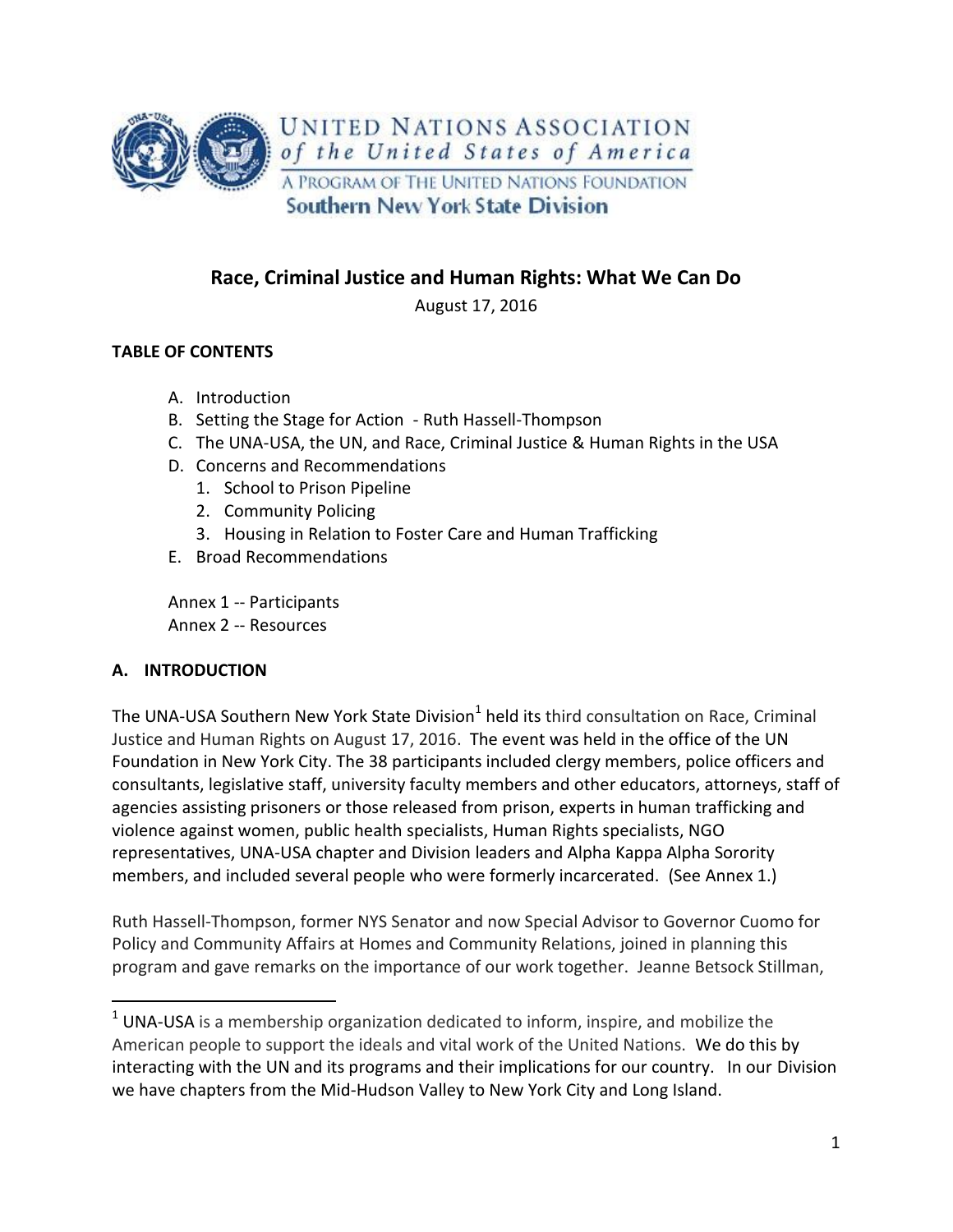UNITED NATIONS ASSOCIATION
*of the United States of America*
A PROGRAM OF THE UNITED NATIONS FOUNDATION
**Southern New York State Division**

# Race, Criminal Justice and Human Rights: What We Can Do

August 17, 2016

**TABLE OF CONTENTS**

A. Introduction
B. Setting the Stage for Action - Ruth Hassell-Thompson
C. The UNA-USA, the UN, and Race, Criminal Justice & Human Rights in the USA
D. Concerns and Recommendations
   1. School to Prison Pipeline
   2. Community Policing
   3. Housing in Relation to Foster Care and Human Trafficking
E. Broad Recommendations

Annex 1 -- Participants
Annex 2 -- Resources

## A. INTRODUCTION

The UNA-USA Southern New York State Division[1] held its third consultation on Race, Criminal Justice and Human Rights on August 17, 2016. The event was held in the office of the UN Foundation in New York City. The 38 participants included clergy members, police officers and consultants, legislative staff, university faculty members and other educators, attorneys, staff of agencies assisting prisoners or those released from prison, experts in human trafficking and violence against women, public health specialists, Human Rights specialists, NGO representatives, UNA-USA chapter and Division leaders and Alpha Kappa Alpha Sorority members, and included several people who were formerly incarcerated. (See Annex 1.)

Ruth Hassell-Thompson, former NYS Senator and now Special Advisor to Governor Cuomo for Policy and Community Affairs at Homes and Community Relations, joined in planning this program and gave remarks on the importance of our work together. Jeanne Betsock Stillman,

[1] UNA-USA is a membership organization dedicated to inform, inspire, and mobilize the American people to support the ideals and vital work of the United Nations. We do this by interacting with the UN and its programs and their implications for our country. In our Division we have chapters from the Mid-Hudson Valley to New York City and Long Island.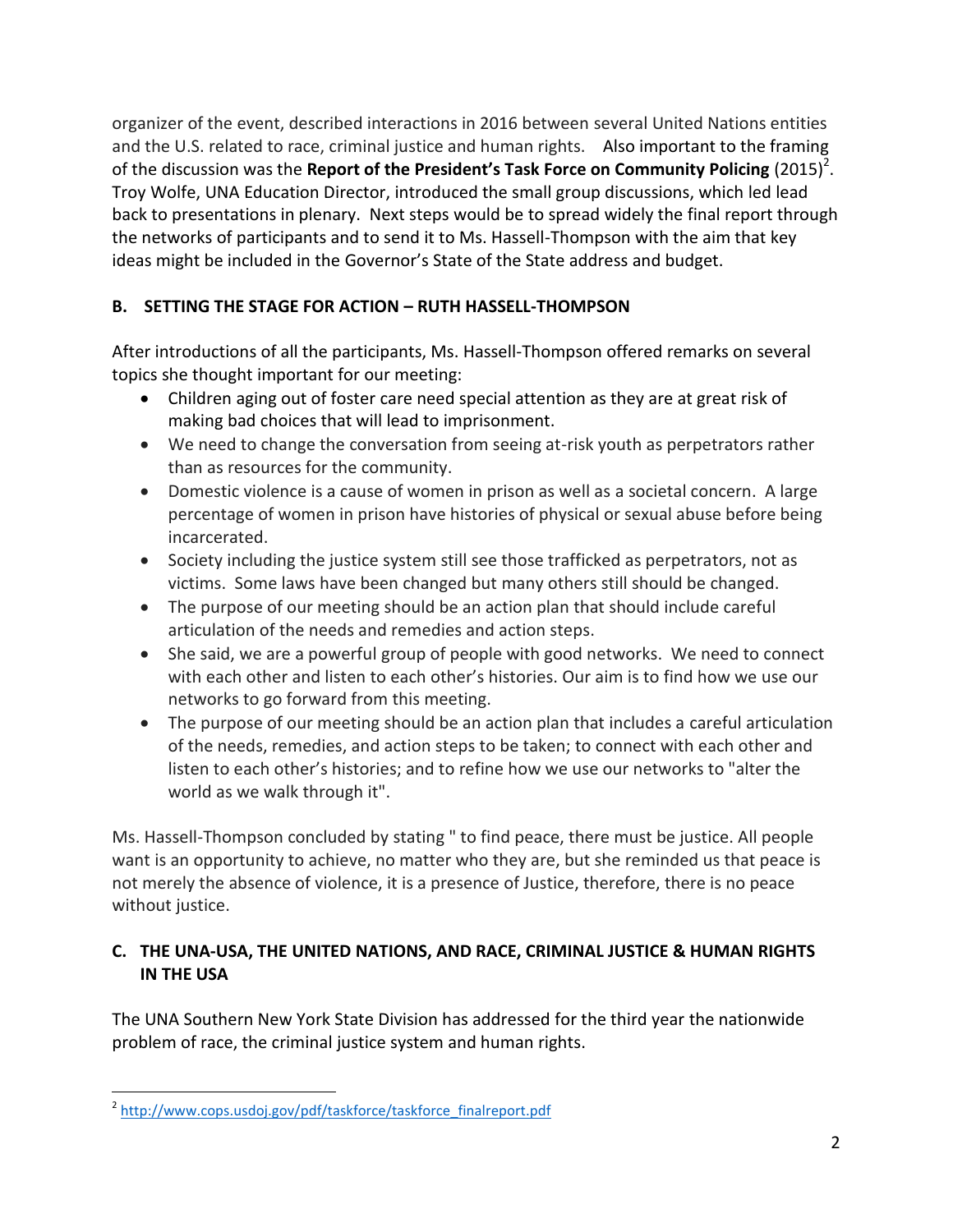organizer of the event, described interactions in 2016 between several United Nations entities and the U.S. related to race, criminal justice and human rights. Also important to the framing of the discussion was the **Report of the President's Task Force on Community Policing** (2015)[2]. Troy Wolfe, UNA Education Director, introduced the small group discussions, which led lead back to presentations in plenary. Next steps would be to spread widely the final report through the networks of participants and to send it to Ms. Hassell-Thompson with the aim that key ideas might be included in the Governor's State of the State address and budget.

### B. SETTING THE STAGE FOR ACTION – RUTH HASSELL-THOMPSON

After introductions of all the participants, Ms. Hassell-Thompson offered remarks on several topics she thought important for our meeting:

- Children aging out of foster care need special attention as they are at great risk of making bad choices that will lead to imprisonment.
- We need to change the conversation from seeing at-risk youth as perpetrators rather than as resources for the community.
- Domestic violence is a cause of women in prison as well as a societal concern. A large percentage of women in prison have histories of physical or sexual abuse before being incarcerated.
- Society including the justice system still see those trafficked as perpetrators, not as victims. Some laws have been changed but many others still should be changed.
- The purpose of our meeting should be an action plan that should include careful articulation of the needs and remedies and action steps.
- She said, we are a powerful group of people with good networks. We need to connect with each other and listen to each other's histories. Our aim is to find how we use our networks to go forward from this meeting.
- The purpose of our meeting should be an action plan that includes a careful articulation of the needs, remedies, and action steps to be taken; to connect with each other and listen to each other's histories; and to refine how we use our networks to "alter the world as we walk through it".

Ms. Hassell-Thompson concluded by stating " to find peace, there must be justice. All people want is an opportunity to achieve, no matter who they are, but she reminded us that peace is not merely the absence of violence, it is a presence of Justice, therefore, there is no peace without justice.

### C. THE UNA-USA, THE UNITED NATIONS, AND RACE, CRIMINAL JUSTICE & HUMAN RIGHTS IN THE USA

The UNA Southern New York State Division has addressed for the third year the nationwide problem of race, the criminal justice system and human rights.

---

[2] http://www.cops.usdoj.gov/pdf/taskforce/taskforce_finalreport.pdf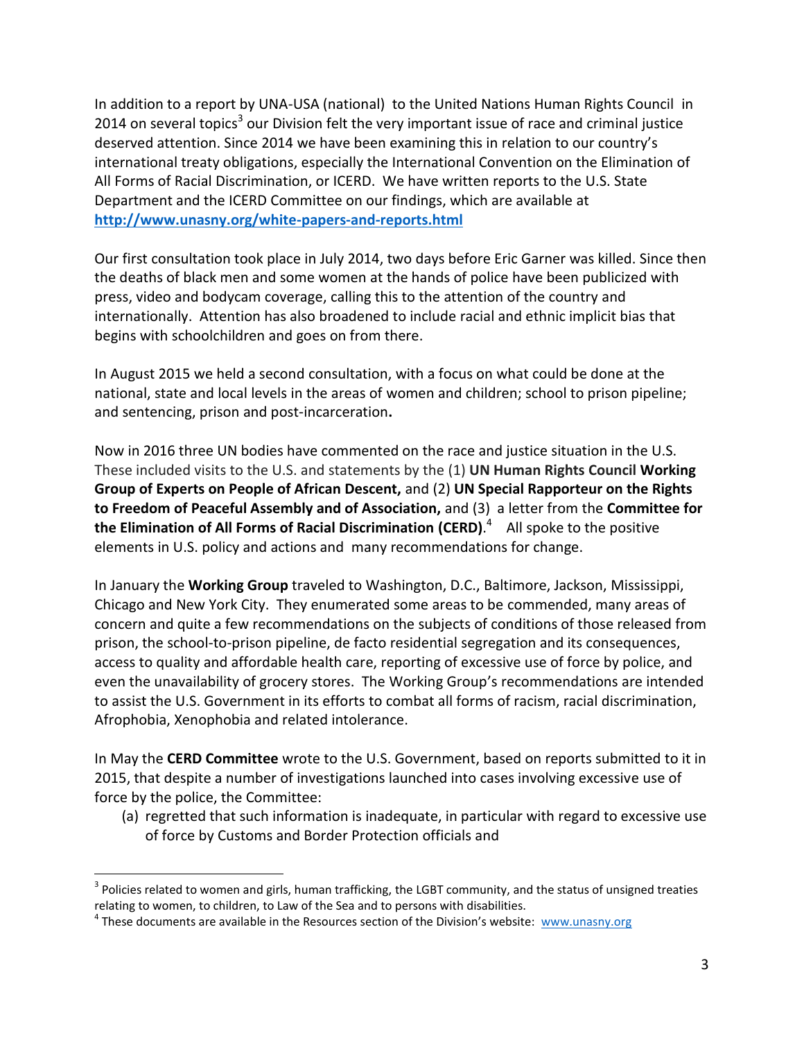In addition to a report by UNA-USA (national) to the United Nations Human Rights Council in 2014 on several topics[3] our Division felt the very important issue of race and criminal justice deserved attention. Since 2014 we have been examining this in relation to our country's international treaty obligations, especially the International Convention on the Elimination of All Forms of Racial Discrimination, or ICERD. We have written reports to the U.S. State Department and the ICERD Committee on our findings, which are available at **http://www.unasny.org/white-papers-and-reports.html**

Our first consultation took place in July 2014, two days before Eric Garner was killed. Since then the deaths of black men and some women at the hands of police have been publicized with press, video and bodycam coverage, calling this to the attention of the country and internationally. Attention has also broadened to include racial and ethnic implicit bias that begins with schoolchildren and goes on from there.

In August 2015 we held a second consultation, with a focus on what could be done at the national, state and local levels in the areas of women and children; school to prison pipeline; and sentencing, prison and post-incarceration**.**

Now in 2016 three UN bodies have commented on the race and justice situation in the U.S. These included visits to the U.S. and statements by the (1) **UN Human Rights Council Working Group of Experts on People of African Descent,** and (2) **UN Special Rapporteur on the Rights to Freedom of Peaceful Assembly and of Association,** and (3) a letter from the **Committee for the Elimination of All Forms of Racial Discrimination (CERD)**.[4] All spoke to the positive elements in U.S. policy and actions and many recommendations for change.

In January the **Working Group** traveled to Washington, D.C., Baltimore, Jackson, Mississippi, Chicago and New York City. They enumerated some areas to be commended, many areas of concern and quite a few recommendations on the subjects of conditions of those released from prison, the school-to-prison pipeline, de facto residential segregation and its consequences, access to quality and affordable health care, reporting of excessive use of force by police, and even the unavailability of grocery stores. The Working Group's recommendations are intended to assist the U.S. Government in its efforts to combat all forms of racism, racial discrimination, Afrophobia, Xenophobia and related intolerance.

In May the **CERD Committee** wrote to the U.S. Government, based on reports submitted to it in 2015, that despite a number of investigations launched into cases involving excessive use of force by the police, the Committee:

(a) regretted that such information is inadequate, in particular with regard to excessive use of force by Customs and Border Protection officials and

---

[3] Policies related to women and girls, human trafficking, the LGBT community, and the status of unsigned treaties relating to women, to children, to Law of the Sea and to persons with disabilities.

[4] These documents are available in the Resources section of the Division's website: www.unasny.org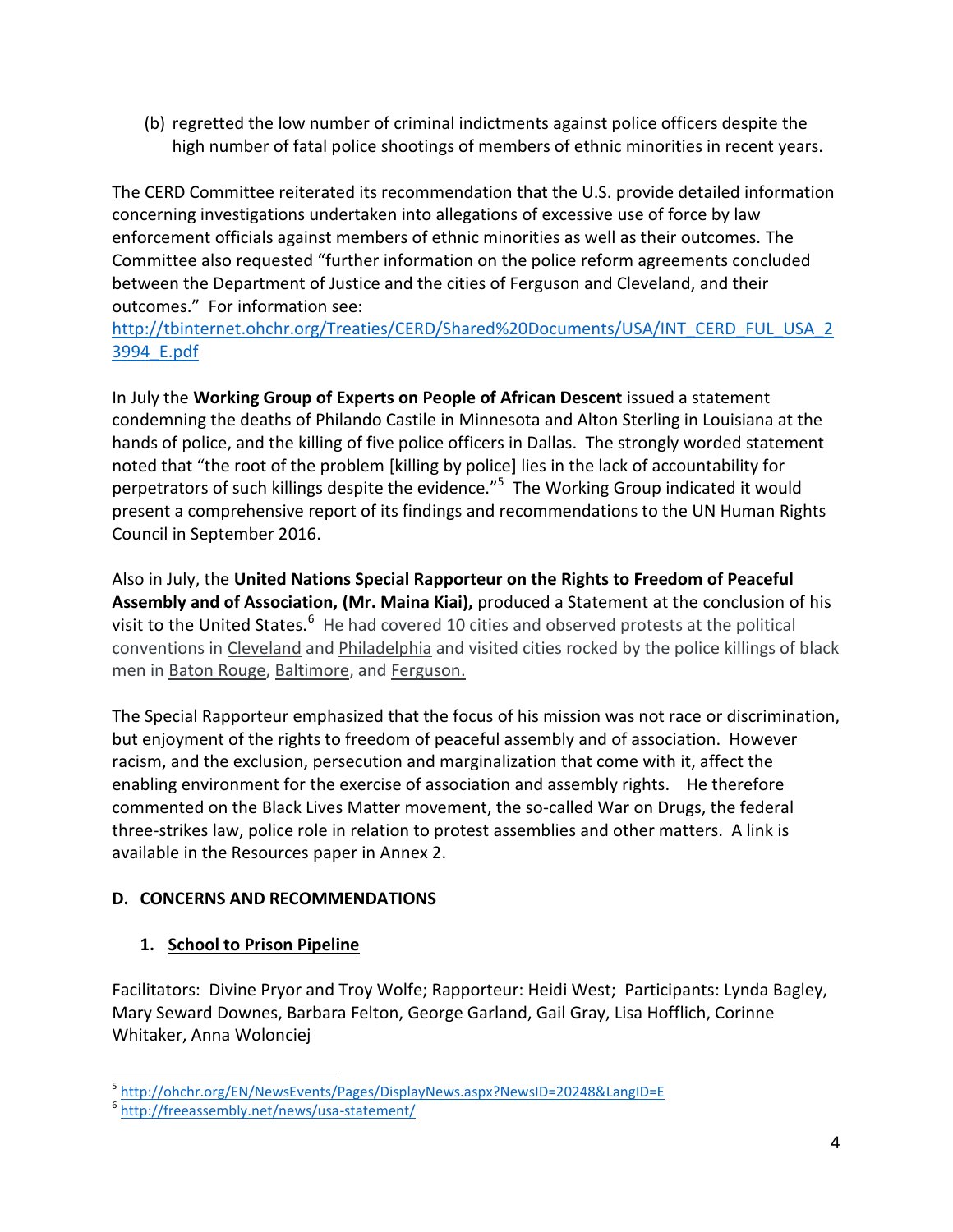(b) regretted the low number of criminal indictments against police officers despite the high number of fatal police shootings of members of ethnic minorities in recent years.

The CERD Committee reiterated its recommendation that the U.S. provide detailed information concerning investigations undertaken into allegations of excessive use of force by law enforcement officials against members of ethnic minorities as well as their outcomes. The Committee also requested "further information on the police reform agreements concluded between the Department of Justice and the cities of Ferguson and Cleveland, and their outcomes." For information see: [http://tbinternet.ohchr.org/Treaties/CERD/Shared%20Documents/USA/INT_CERD_FUL_USA_23994_E.pdf](http://tbinternet.ohchr.org/Treaties/CERD/Shared%20Documents/USA/INT_CERD_FUL_USA_23994_E.pdf)

In July the **Working Group of Experts on People of African Descent** issued a statement condemning the deaths of Philando Castile in Minnesota and Alton Sterling in Louisiana at the hands of police, and the killing of five police officers in Dallas. The strongly worded statement noted that "the root of the problem [killing by police] lies in the lack of accountability for perpetrators of such killings despite the evidence."[5] The Working Group indicated it would present a comprehensive report of its findings and recommendations to the UN Human Rights Council in September 2016.

Also in July, the **United Nations Special Rapporteur on the Rights to Freedom of Peaceful Assembly and of Association, (Mr. Maina Kiai),** produced a Statement at the conclusion of his visit to the United States.[6] He had covered 10 cities and observed protests at the political conventions in Cleveland and Philadelphia and visited cities rocked by the police killings of black men in Baton Rouge, Baltimore, and Ferguson.

The Special Rapporteur emphasized that the focus of his mission was not race or discrimination, but enjoyment of the rights to freedom of peaceful assembly and of association. However racism, and the exclusion, persecution and marginalization that come with it, affect the enabling environment for the exercise of association and assembly rights. He therefore commented on the Black Lives Matter movement, the so-called War on Drugs, the federal three-strikes law, police role in relation to protest assemblies and other matters. A link is available in the Resources paper in Annex 2.

## D. CONCERNS AND RECOMMENDATIONS

### 1. School to Prison Pipeline

Facilitators: Divine Pryor and Troy Wolfe; Rapporteur: Heidi West; Participants: Lynda Bagley, Mary Seward Downes, Barbara Felton, George Garland, Gail Gray, Lisa Hofflich, Corinne Whitaker, Anna Wolonciej

---

[5] http://ohchr.org/EN/NewsEvents/Pages/DisplayNews.aspx?NewsID=20248&LangID=E

[6] http://freeassembly.net/news/usa-statement/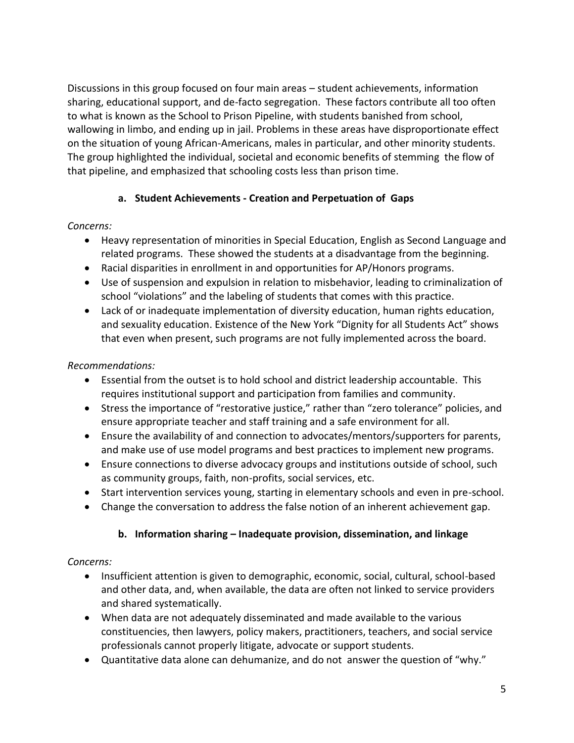Discussions in this group focused on four main areas – student achievements, information sharing, educational support, and de-facto segregation. These factors contribute all too often to what is known as the School to Prison Pipeline, with students banished from school, wallowing in limbo, and ending up in jail. Problems in these areas have disproportionate effect on the situation of young African-Americans, males in particular, and other minority students. The group highlighted the individual, societal and economic benefits of stemming the flow of that pipeline, and emphasized that schooling costs less than prison time.

### a. Student Achievements - Creation and Perpetuation of Gaps

*Concerns:*

- Heavy representation of minorities in Special Education, English as Second Language and related programs. These showed the students at a disadvantage from the beginning.
- Racial disparities in enrollment in and opportunities for AP/Honors programs.
- Use of suspension and expulsion in relation to misbehavior, leading to criminalization of school "violations" and the labeling of students that comes with this practice.
- Lack of or inadequate implementation of diversity education, human rights education, and sexuality education. Existence of the New York "Dignity for all Students Act" shows that even when present, such programs are not fully implemented across the board.

*Recommendations:*

- Essential from the outset is to hold school and district leadership accountable. This requires institutional support and participation from families and community.
- Stress the importance of "restorative justice," rather than "zero tolerance" policies, and ensure appropriate teacher and staff training and a safe environment for all.
- Ensure the availability of and connection to advocates/mentors/supporters for parents, and make use of use model programs and best practices to implement new programs.
- Ensure connections to diverse advocacy groups and institutions outside of school, such as community groups, faith, non-profits, social services, etc.
- Start intervention services young, starting in elementary schools and even in pre-school.
- Change the conversation to address the false notion of an inherent achievement gap.

### b. Information sharing – Inadequate provision, dissemination, and linkage

*Concerns:*

- Insufficient attention is given to demographic, economic, social, cultural, school-based and other data, and, when available, the data are often not linked to service providers and shared systematically.
- When data are not adequately disseminated and made available to the various constituencies, then lawyers, policy makers, practitioners, teachers, and social service professionals cannot properly litigate, advocate or support students.
- Quantitative data alone can dehumanize, and do not answer the question of "why."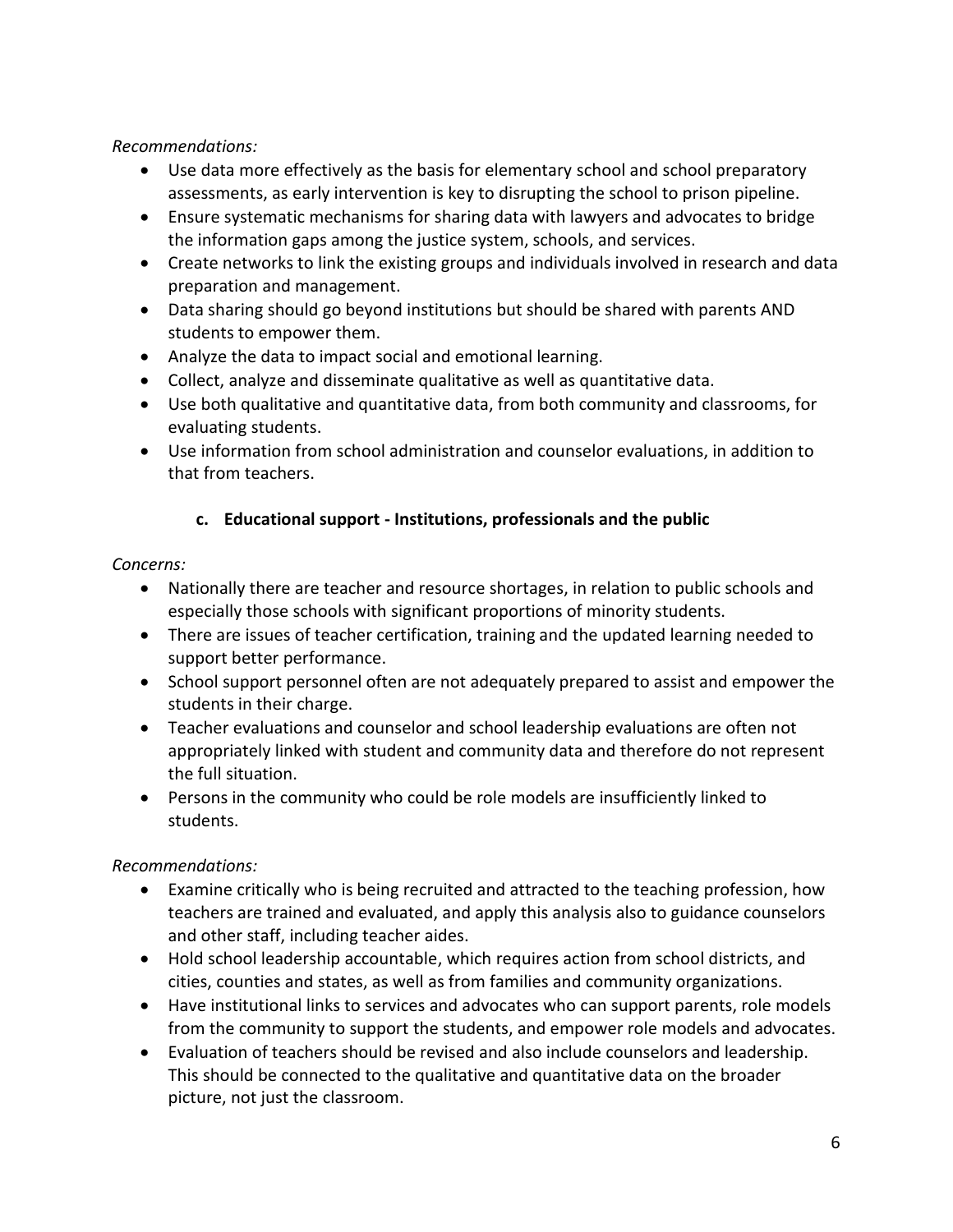*Recommendations:*

- Use data more effectively as the basis for elementary school and school preparatory assessments, as early intervention is key to disrupting the school to prison pipeline.
- Ensure systematic mechanisms for sharing data with lawyers and advocates to bridge the information gaps among the justice system, schools, and services.
- Create networks to link the existing groups and individuals involved in research and data preparation and management.
- Data sharing should go beyond institutions but should be shared with parents AND students to empower them.
- Analyze the data to impact social and emotional learning.
- Collect, analyze and disseminate qualitative as well as quantitative data.
- Use both qualitative and quantitative data, from both community and classrooms, for evaluating students.
- Use information from school administration and counselor evaluations, in addition to that from teachers.

### c. Educational support - Institutions, professionals and the public

*Concerns:*

- Nationally there are teacher and resource shortages, in relation to public schools and especially those schools with significant proportions of minority students.
- There are issues of teacher certification, training and the updated learning needed to support better performance.
- School support personnel often are not adequately prepared to assist and empower the students in their charge.
- Teacher evaluations and counselor and school leadership evaluations are often not appropriately linked with student and community data and therefore do not represent the full situation.
- Persons in the community who could be role models are insufficiently linked to students.

*Recommendations:*

- Examine critically who is being recruited and attracted to the teaching profession, how teachers are trained and evaluated, and apply this analysis also to guidance counselors and other staff, including teacher aides.
- Hold school leadership accountable, which requires action from school districts, and cities, counties and states, as well as from families and community organizations.
- Have institutional links to services and advocates who can support parents, role models from the community to support the students, and empower role models and advocates.
- Evaluation of teachers should be revised and also include counselors and leadership. This should be connected to the qualitative and quantitative data on the broader picture, not just the classroom.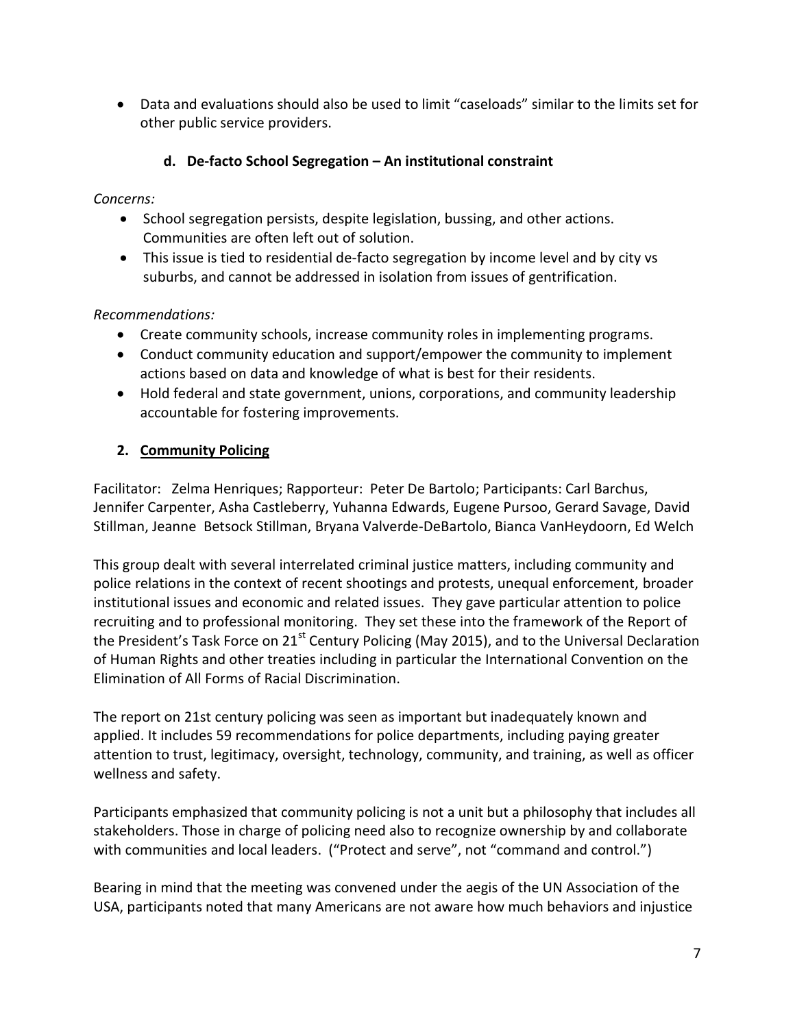- Data and evaluations should also be used to limit "caseloads" similar to the limits set for other public service providers.

### d. De-facto School Segregation – An institutional constraint

*Concerns:*

- School segregation persists, despite legislation, bussing, and other actions. Communities are often left out of solution.
- This issue is tied to residential de-facto segregation by income level and by city vs suburbs, and cannot be addressed in isolation from issues of gentrification.

*Recommendations:*

- Create community schools, increase community roles in implementing programs.
- Conduct community education and support/empower the community to implement actions based on data and knowledge of what is best for their residents.
- Hold federal and state government, unions, corporations, and community leadership accountable for fostering improvements.

## 2. Community Policing

Facilitator: Zelma Henriques; Rapporteur: Peter De Bartolo; Participants: Carl Barchus, Jennifer Carpenter, Asha Castleberry, Yuhanna Edwards, Eugene Pursoo, Gerard Savage, David Stillman, Jeanne Betsock Stillman, Bryana Valverde-DeBartolo, Bianca VanHeydoorn, Ed Welch

This group dealt with several interrelated criminal justice matters, including community and police relations in the context of recent shootings and protests, unequal enforcement, broader institutional issues and economic and related issues. They gave particular attention to police recruiting and to professional monitoring. They set these into the framework of the Report of the President's Task Force on 21st Century Policing (May 2015), and to the Universal Declaration of Human Rights and other treaties including in particular the International Convention on the Elimination of All Forms of Racial Discrimination.

The report on 21st century policing was seen as important but inadequately known and applied. It includes 59 recommendations for police departments, including paying greater attention to trust, legitimacy, oversight, technology, community, and training, as well as officer wellness and safety.

Participants emphasized that community policing is not a unit but a philosophy that includes all stakeholders. Those in charge of policing need also to recognize ownership by and collaborate with communities and local leaders. ("Protect and serve", not "command and control.")

Bearing in mind that the meeting was convened under the aegis of the UN Association of the USA, participants noted that many Americans are not aware how much behaviors and injustice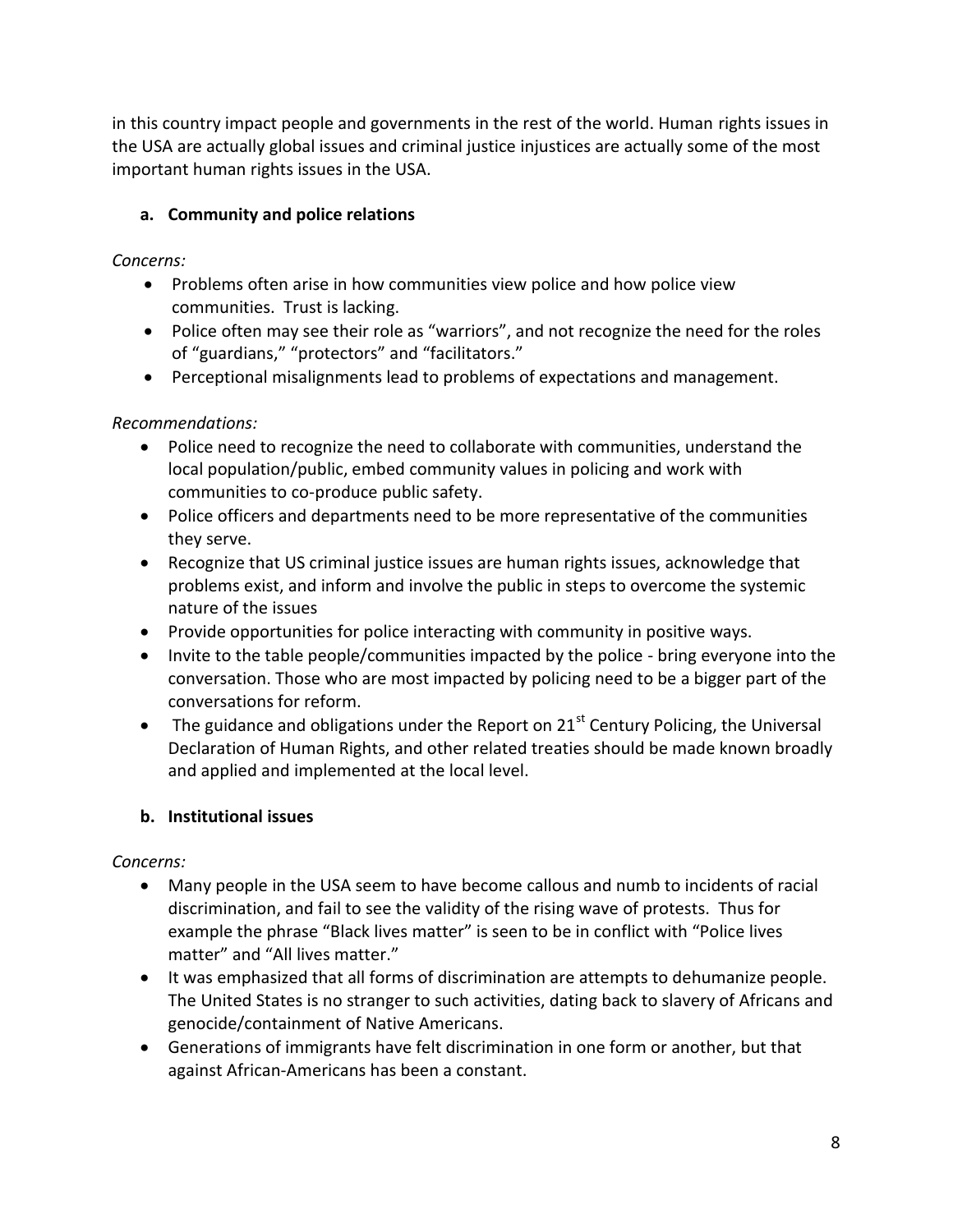in this country impact people and governments in the rest of the world. Human rights issues in the USA are actually global issues and criminal justice injustices are actually some of the most important human rights issues in the USA.

### a. Community and police relations

*Concerns:*

- Problems often arise in how communities view police and how police view communities. Trust is lacking.
- Police often may see their role as "warriors", and not recognize the need for the roles of "guardians," "protectors" and "facilitators."
- Perceptional misalignments lead to problems of expectations and management.

*Recommendations:*

- Police need to recognize the need to collaborate with communities, understand the local population/public, embed community values in policing and work with communities to co-produce public safety.
- Police officers and departments need to be more representative of the communities they serve.
- Recognize that US criminal justice issues are human rights issues, acknowledge that problems exist, and inform and involve the public in steps to overcome the systemic nature of the issues
- Provide opportunities for police interacting with community in positive ways.
- Invite to the table people/communities impacted by the police - bring everyone into the conversation. Those who are most impacted by policing need to be a bigger part of the conversations for reform.
- The guidance and obligations under the Report on 21st Century Policing, the Universal Declaration of Human Rights, and other related treaties should be made known broadly and applied and implemented at the local level.

### b. Institutional issues

*Concerns:*

- Many people in the USA seem to have become callous and numb to incidents of racial discrimination, and fail to see the validity of the rising wave of protests. Thus for example the phrase "Black lives matter" is seen to be in conflict with "Police lives matter" and "All lives matter."
- It was emphasized that all forms of discrimination are attempts to dehumanize people. The United States is no stranger to such activities, dating back to slavery of Africans and genocide/containment of Native Americans.
- Generations of immigrants have felt discrimination in one form or another, but that against African-Americans has been a constant.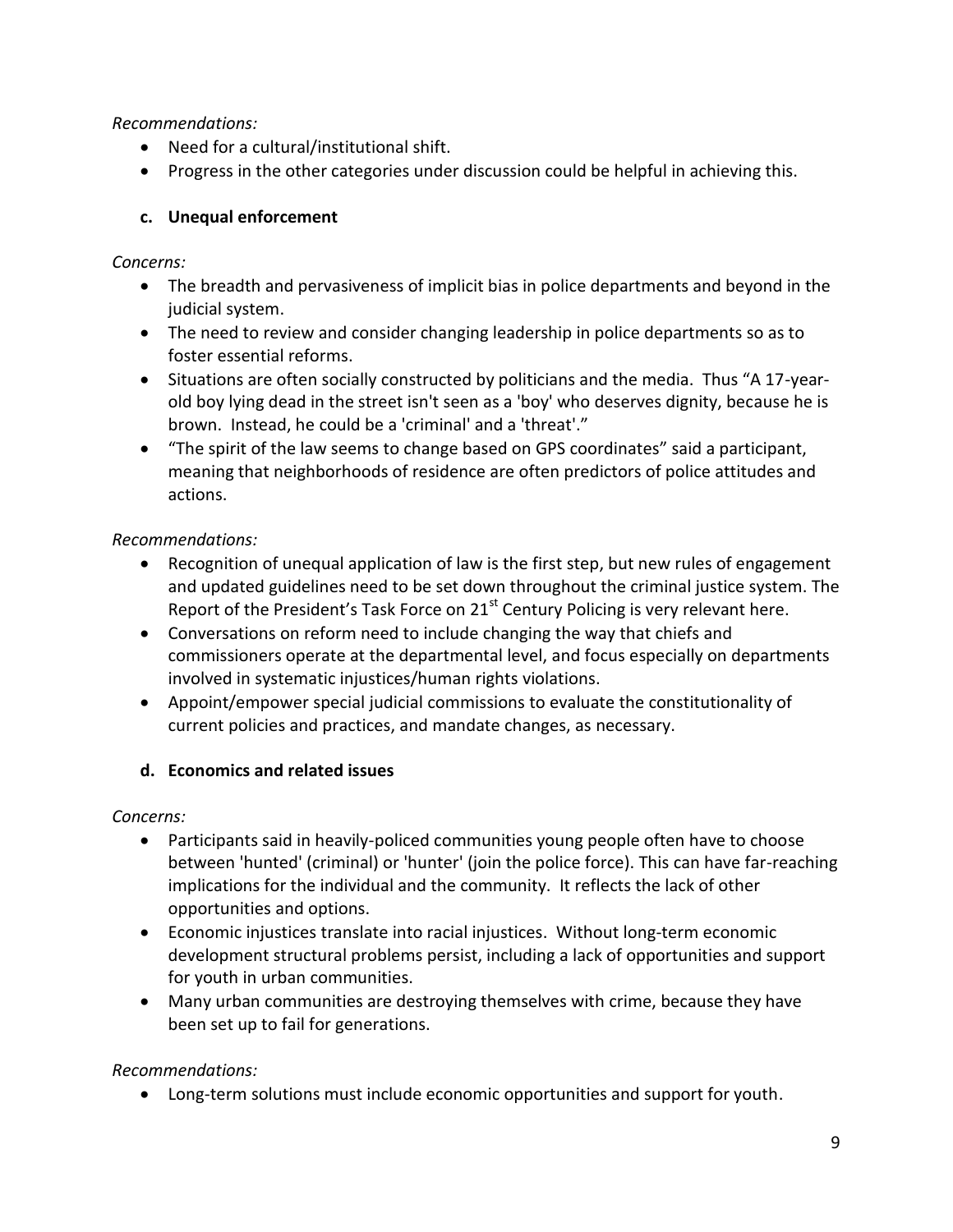*Recommendations:*

- Need for a cultural/institutional shift.
- Progress in the other categories under discussion could be helpful in achieving this.

### c. Unequal enforcement

*Concerns:*

- The breadth and pervasiveness of implicit bias in police departments and beyond in the judicial system.
- The need to review and consider changing leadership in police departments so as to foster essential reforms.
- Situations are often socially constructed by politicians and the media. Thus "A 17-year-old boy lying dead in the street isn't seen as a 'boy' who deserves dignity, because he is brown. Instead, he could be a 'criminal' and a 'threat'."
- "The spirit of the law seems to change based on GPS coordinates" said a participant, meaning that neighborhoods of residence are often predictors of police attitudes and actions.

*Recommendations:*

- Recognition of unequal application of law is the first step, but new rules of engagement and updated guidelines need to be set down throughout the criminal justice system. The Report of the President's Task Force on 21st Century Policing is very relevant here.
- Conversations on reform need to include changing the way that chiefs and commissioners operate at the departmental level, and focus especially on departments involved in systematic injustices/human rights violations.
- Appoint/empower special judicial commissions to evaluate the constitutionality of current policies and practices, and mandate changes, as necessary.

### d. Economics and related issues

*Concerns:*

- Participants said in heavily-policed communities young people often have to choose between 'hunted' (criminal) or 'hunter' (join the police force). This can have far-reaching implications for the individual and the community. It reflects the lack of other opportunities and options.
- Economic injustices translate into racial injustices. Without long-term economic development structural problems persist, including a lack of opportunities and support for youth in urban communities.
- Many urban communities are destroying themselves with crime, because they have been set up to fail for generations.

*Recommendations:*

- Long-term solutions must include economic opportunities and support for youth.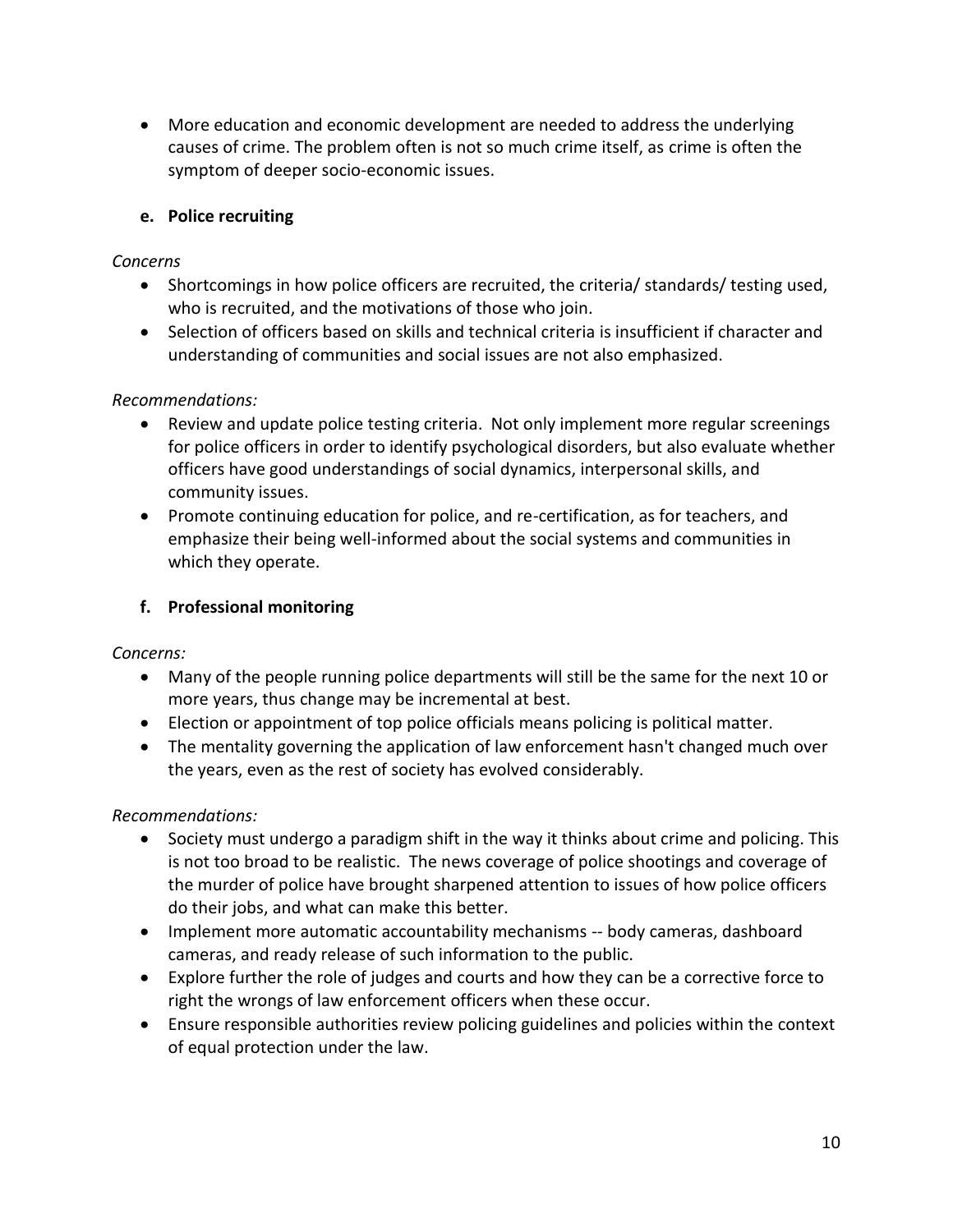- More education and economic development are needed to address the underlying causes of crime. The problem often is not so much crime itself, as crime is often the symptom of deeper socio-economic issues.

### e. Police recruiting

*Concerns*

- Shortcomings in how police officers are recruited, the criteria/ standards/ testing used, who is recruited, and the motivations of those who join.
- Selection of officers based on skills and technical criteria is insufficient if character and understanding of communities and social issues are not also emphasized.

*Recommendations:*

- Review and update police testing criteria. Not only implement more regular screenings for police officers in order to identify psychological disorders, but also evaluate whether officers have good understandings of social dynamics, interpersonal skills, and community issues.
- Promote continuing education for police, and re-certification, as for teachers, and emphasize their being well-informed about the social systems and communities in which they operate.

### f. Professional monitoring

*Concerns:*

- Many of the people running police departments will still be the same for the next 10 or more years, thus change may be incremental at best.
- Election or appointment of top police officials means policing is political matter.
- The mentality governing the application of law enforcement hasn't changed much over the years, even as the rest of society has evolved considerably.

*Recommendations:*

- Society must undergo a paradigm shift in the way it thinks about crime and policing. This is not too broad to be realistic. The news coverage of police shootings and coverage of the murder of police have brought sharpened attention to issues of how police officers do their jobs, and what can make this better.
- Implement more automatic accountability mechanisms -- body cameras, dashboard cameras, and ready release of such information to the public.
- Explore further the role of judges and courts and how they can be a corrective force to right the wrongs of law enforcement officers when these occur.
- Ensure responsible authorities review policing guidelines and policies within the context of equal protection under the law.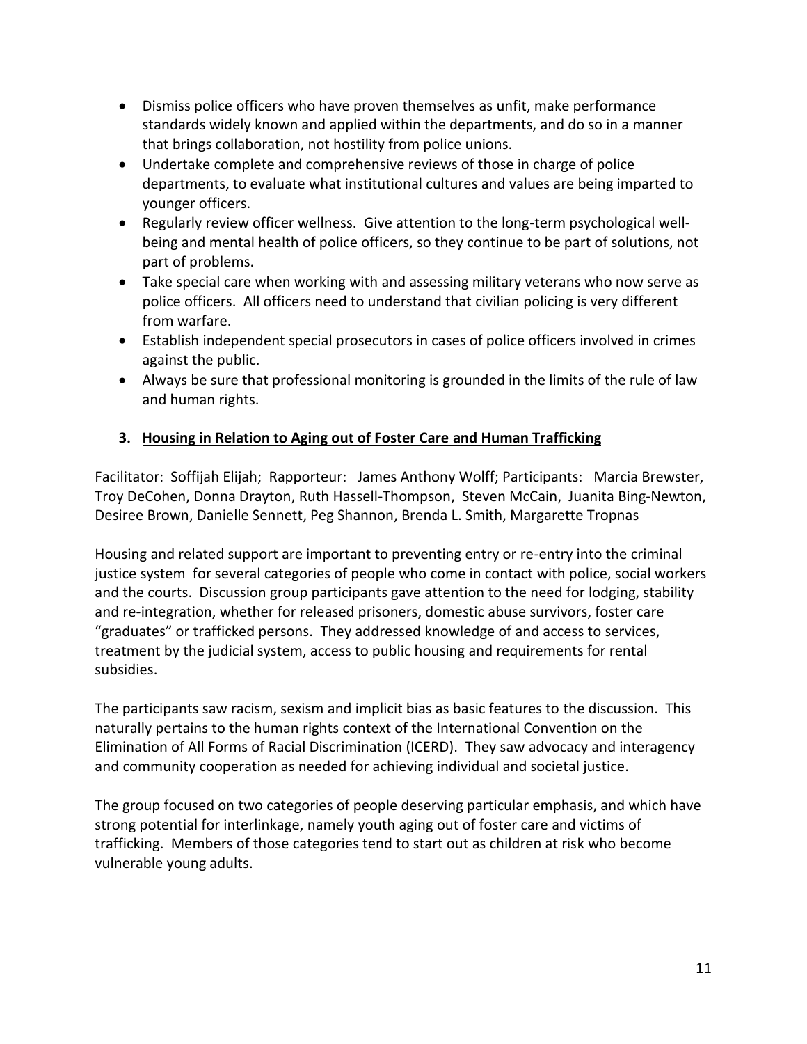- Dismiss police officers who have proven themselves as unfit, make performance standards widely known and applied within the departments, and do so in a manner that brings collaboration, not hostility from police unions.
- Undertake complete and comprehensive reviews of those in charge of police departments, to evaluate what institutional cultures and values are being imparted to younger officers.
- Regularly review officer wellness. Give attention to the long-term psychological well-being and mental health of police officers, so they continue to be part of solutions, not part of problems.
- Take special care when working with and assessing military veterans who now serve as police officers. All officers need to understand that civilian policing is very different from warfare.
- Establish independent special prosecutors in cases of police officers involved in crimes against the public.
- Always be sure that professional monitoring is grounded in the limits of the rule of law and human rights.

### 3. Housing in Relation to Aging out of Foster Care and Human Trafficking

Facilitator: Soffijah Elijah; Rapporteur: James Anthony Wolff; Participants: Marcia Brewster, Troy DeCohen, Donna Drayton, Ruth Hassell-Thompson, Steven McCain, Juanita Bing-Newton, Desiree Brown, Danielle Sennett, Peg Shannon, Brenda L. Smith, Margarette Tropnas

Housing and related support are important to preventing entry or re-entry into the criminal justice system for several categories of people who come in contact with police, social workers and the courts. Discussion group participants gave attention to the need for lodging, stability and re-integration, whether for released prisoners, domestic abuse survivors, foster care "graduates" or trafficked persons. They addressed knowledge of and access to services, treatment by the judicial system, access to public housing and requirements for rental subsidies.

The participants saw racism, sexism and implicit bias as basic features to the discussion. This naturally pertains to the human rights context of the International Convention on the Elimination of All Forms of Racial Discrimination (ICERD). They saw advocacy and interagency and community cooperation as needed for achieving individual and societal justice.

The group focused on two categories of people deserving particular emphasis, and which have strong potential for interlinkage, namely youth aging out of foster care and victims of trafficking. Members of those categories tend to start out as children at risk who become vulnerable young adults.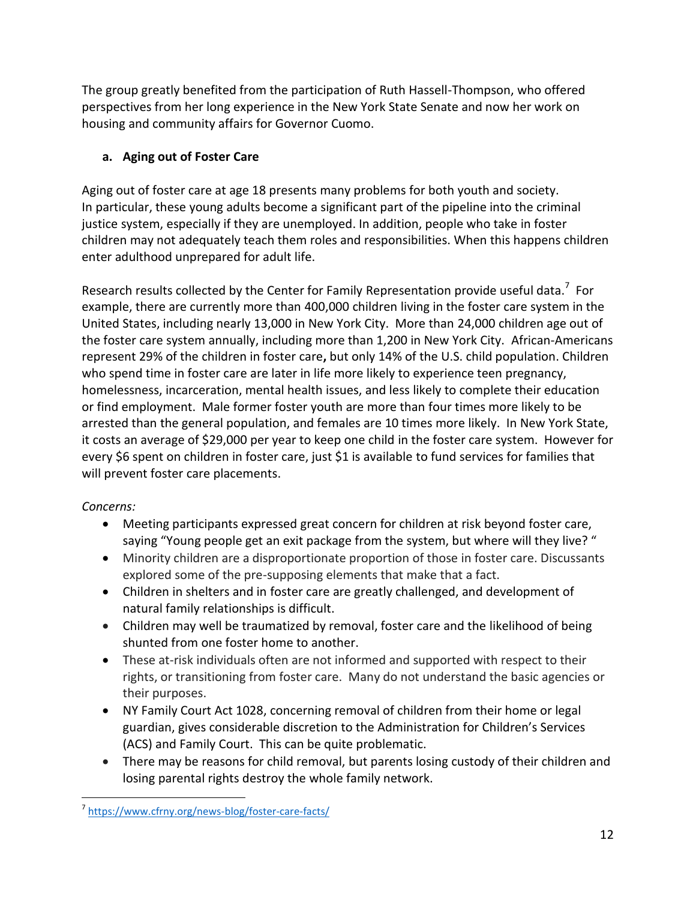The group greatly benefited from the participation of Ruth Hassell-Thompson, who offered perspectives from her long experience in the New York State Senate and now her work on housing and community affairs for Governor Cuomo.

### a. Aging out of Foster Care

Aging out of foster care at age 18 presents many problems for both youth and society. In particular, these young adults become a significant part of the pipeline into the criminal justice system, especially if they are unemployed. In addition, people who take in foster children may not adequately teach them roles and responsibilities. When this happens children enter adulthood unprepared for adult life.

Research results collected by the Center for Family Representation provide useful data.[7] For example, there are currently more than 400,000 children living in the foster care system in the United States, including nearly 13,000 in New York City. More than 24,000 children age out of the foster care system annually, including more than 1,200 in New York City. African-Americans represent 29% of the children in foster care**,** but only 14% of the U.S. child population. Children who spend time in foster care are later in life more likely to experience teen pregnancy, homelessness, incarceration, mental health issues, and less likely to complete their education or find employment. Male former foster youth are more than four times more likely to be arrested than the general population, and females are 10 times more likely. In New York State, it costs an average of $29,000 per year to keep one child in the foster care system. However for every $6 spent on children in foster care, just $1 is available to fund services for families that will prevent foster care placements.

*Concerns:*

- Meeting participants expressed great concern for children at risk beyond foster care, saying "Young people get an exit package from the system, but where will they live? "
- Minority children are a disproportionate proportion of those in foster care. Discussants explored some of the pre-supposing elements that make that a fact.
- Children in shelters and in foster care are greatly challenged, and development of natural family relationships is difficult.
- Children may well be traumatized by removal, foster care and the likelihood of being shunted from one foster home to another.
- These at-risk individuals often are not informed and supported with respect to their rights, or transitioning from foster care. Many do not understand the basic agencies or their purposes.
- NY Family Court Act 1028, concerning removal of children from their home or legal guardian, gives considerable discretion to the Administration for Children's Services (ACS) and Family Court. This can be quite problematic.
- There may be reasons for child removal, but parents losing custody of their children and losing parental rights destroy the whole family network.

---

[7] https://www.cfrny.org/news-blog/foster-care-facts/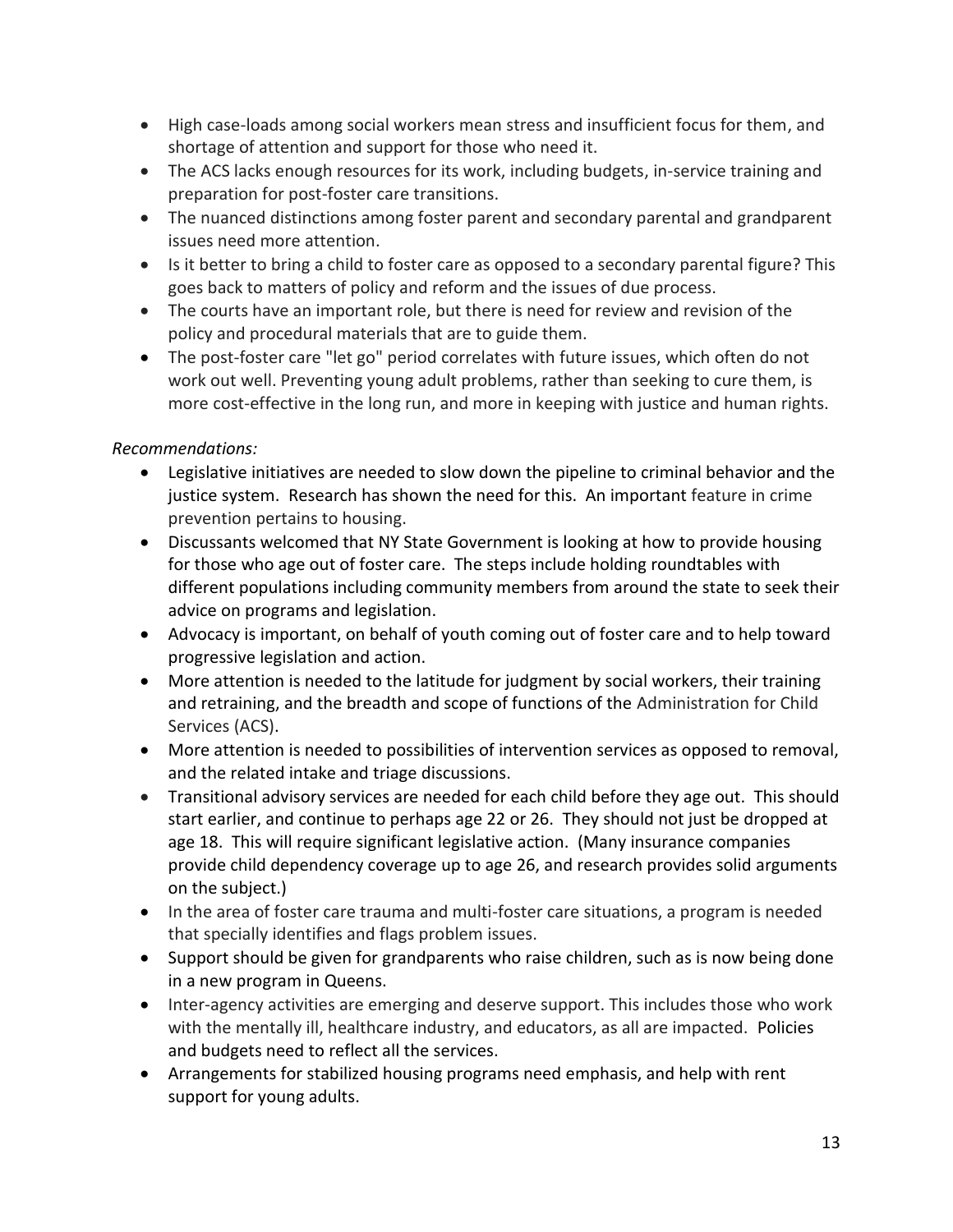- High case-loads among social workers mean stress and insufficient focus for them, and shortage of attention and support for those who need it.
- The ACS lacks enough resources for its work, including budgets, in-service training and preparation for post-foster care transitions.
- The nuanced distinctions among foster parent and secondary parental and grandparent issues need more attention.
- Is it better to bring a child to foster care as opposed to a secondary parental figure? This goes back to matters of policy and reform and the issues of due process.
- The courts have an important role, but there is need for review and revision of the policy and procedural materials that are to guide them.
- The post-foster care "let go" period correlates with future issues, which often do not work out well. Preventing young adult problems, rather than seeking to cure them, is more cost-effective in the long run, and more in keeping with justice and human rights.

*Recommendations:*

- Legislative initiatives are needed to slow down the pipeline to criminal behavior and the justice system. Research has shown the need for this. An important feature in crime prevention pertains to housing.
- Discussants welcomed that NY State Government is looking at how to provide housing for those who age out of foster care. The steps include holding roundtables with different populations including community members from around the state to seek their advice on programs and legislation.
- Advocacy is important, on behalf of youth coming out of foster care and to help toward progressive legislation and action.
- More attention is needed to the latitude for judgment by social workers, their training and retraining, and the breadth and scope of functions of the Administration for Child Services (ACS).
- More attention is needed to possibilities of intervention services as opposed to removal, and the related intake and triage discussions.
- Transitional advisory services are needed for each child before they age out. This should start earlier, and continue to perhaps age 22 or 26. They should not just be dropped at age 18. This will require significant legislative action. (Many insurance companies provide child dependency coverage up to age 26, and research provides solid arguments on the subject.)
- In the area of foster care trauma and multi-foster care situations, a program is needed that specially identifies and flags problem issues.
- Support should be given for grandparents who raise children, such as is now being done in a new program in Queens.
- Inter-agency activities are emerging and deserve support. This includes those who work with the mentally ill, healthcare industry, and educators, as all are impacted. Policies and budgets need to reflect all the services.
- Arrangements for stabilized housing programs need emphasis, and help with rent support for young adults.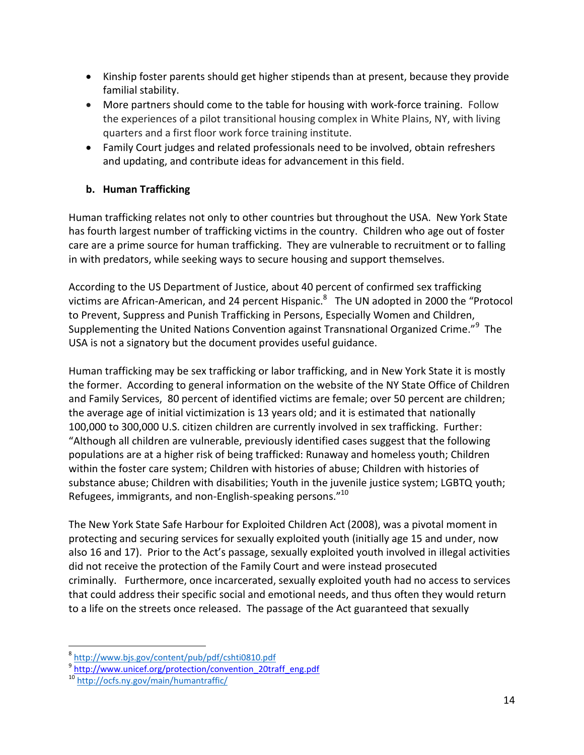- Kinship foster parents should get higher stipends than at present, because they provide familial stability.
- More partners should come to the table for housing with work-force training. Follow the experiences of a pilot transitional housing complex in White Plains, NY, with living quarters and a first floor work force training institute.
- Family Court judges and related professionals need to be involved, obtain refreshers and updating, and contribute ideas for advancement in this field.

### b. Human Trafficking

Human trafficking relates not only to other countries but throughout the USA. New York State has fourth largest number of trafficking victims in the country. Children who age out of foster care are a prime source for human trafficking. They are vulnerable to recruitment or to falling in with predators, while seeking ways to secure housing and support themselves.

According to the US Department of Justice, about 40 percent of confirmed sex trafficking victims are African-American, and 24 percent Hispanic.[8] The UN adopted in 2000 the "Protocol to Prevent, Suppress and Punish Trafficking in Persons, Especially Women and Children, Supplementing the United Nations Convention against Transnational Organized Crime."[9] The USA is not a signatory but the document provides useful guidance.

Human trafficking may be sex trafficking or labor trafficking, and in New York State it is mostly the former. According to general information on the website of the NY State Office of Children and Family Services, 80 percent of identified victims are female; over 50 percent are children; the average age of initial victimization is 13 years old; and it is estimated that nationally 100,000 to 300,000 U.S. citizen children are currently involved in sex trafficking. Further: "Although all children are vulnerable, previously identified cases suggest that the following populations are at a higher risk of being trafficked: Runaway and homeless youth; Children within the foster care system; Children with histories of abuse; Children with histories of substance abuse; Children with disabilities; Youth in the juvenile justice system; LGBTQ youth; Refugees, immigrants, and non-English-speaking persons."[10]

The New York State Safe Harbour for Exploited Children Act (2008), was a pivotal moment in protecting and securing services for sexually exploited youth (initially age 15 and under, now also 16 and 17). Prior to the Act's passage, sexually exploited youth involved in illegal activities did not receive the protection of the Family Court and were instead prosecuted criminally. Furthermore, once incarcerated, sexually exploited youth had no access to services that could address their specific social and emotional needs, and thus often they would return to a life on the streets once released. The passage of the Act guaranteed that sexually

---

[8] http://www.bjs.gov/content/pub/pdf/cshti0810.pdf

[9] http://www.unicef.org/protection/convention_20traff_eng.pdf

[10] http://ocfs.ny.gov/main/humantraffic/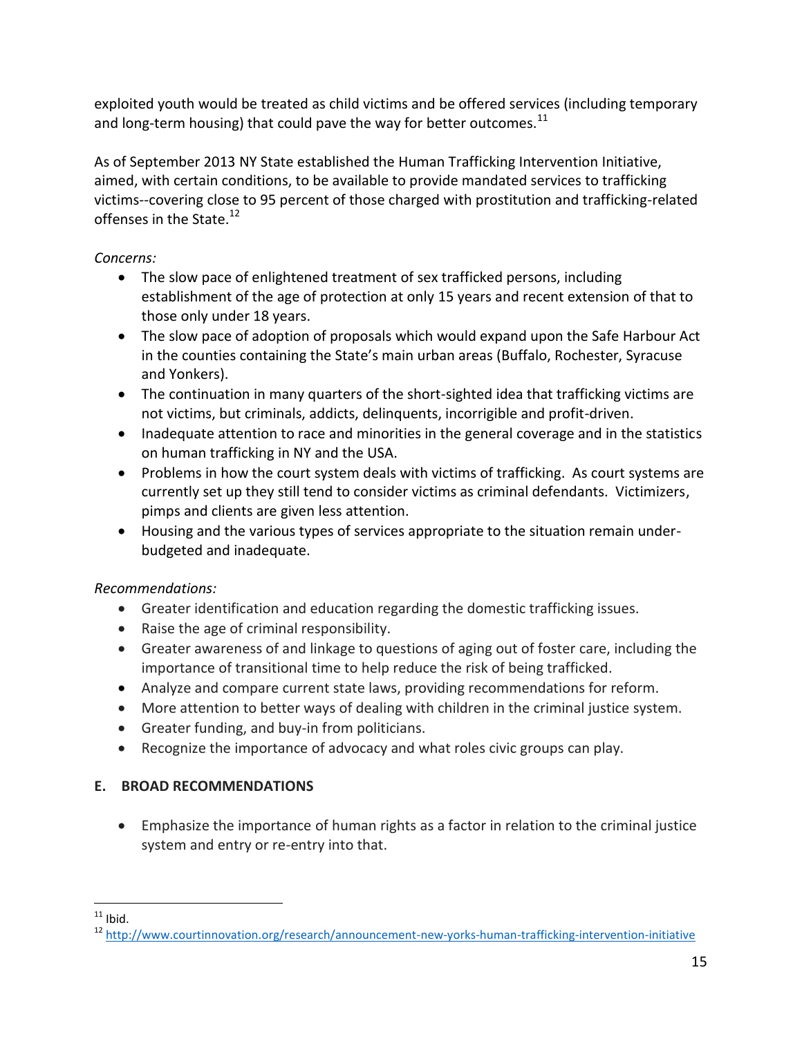exploited youth would be treated as child victims and be offered services (including temporary and long-term housing) that could pave the way for better outcomes.[11]

As of September 2013 NY State established the Human Trafficking Intervention Initiative, aimed, with certain conditions, to be available to provide mandated services to trafficking victims--covering close to 95 percent of those charged with prostitution and trafficking-related offenses in the State.[12]

*Concerns:*

- The slow pace of enlightened treatment of sex trafficked persons, including establishment of the age of protection at only 15 years and recent extension of that to those only under 18 years.
- The slow pace of adoption of proposals which would expand upon the Safe Harbour Act in the counties containing the State's main urban areas (Buffalo, Rochester, Syracuse and Yonkers).
- The continuation in many quarters of the short-sighted idea that trafficking victims are not victims, but criminals, addicts, delinquents, incorrigible and profit-driven.
- Inadequate attention to race and minorities in the general coverage and in the statistics on human trafficking in NY and the USA.
- Problems in how the court system deals with victims of trafficking. As court systems are currently set up they still tend to consider victims as criminal defendants. Victimizers, pimps and clients are given less attention.
- Housing and the various types of services appropriate to the situation remain under-budgeted and inadequate.

*Recommendations:*

- Greater identification and education regarding the domestic trafficking issues.
- Raise the age of criminal responsibility.
- Greater awareness of and linkage to questions of aging out of foster care, including the importance of transitional time to help reduce the risk of being trafficked.
- Analyze and compare current state laws, providing recommendations for reform.
- More attention to better ways of dealing with children in the criminal justice system.
- Greater funding, and buy-in from politicians.
- Recognize the importance of advocacy and what roles civic groups can play.

## E. BROAD RECOMMENDATIONS

- Emphasize the importance of human rights as a factor in relation to the criminal justice system and entry or re-entry into that.

---

[11] Ibid.

[12] http://www.courtinnovation.org/research/announcement-new-yorks-human-trafficking-intervention-initiative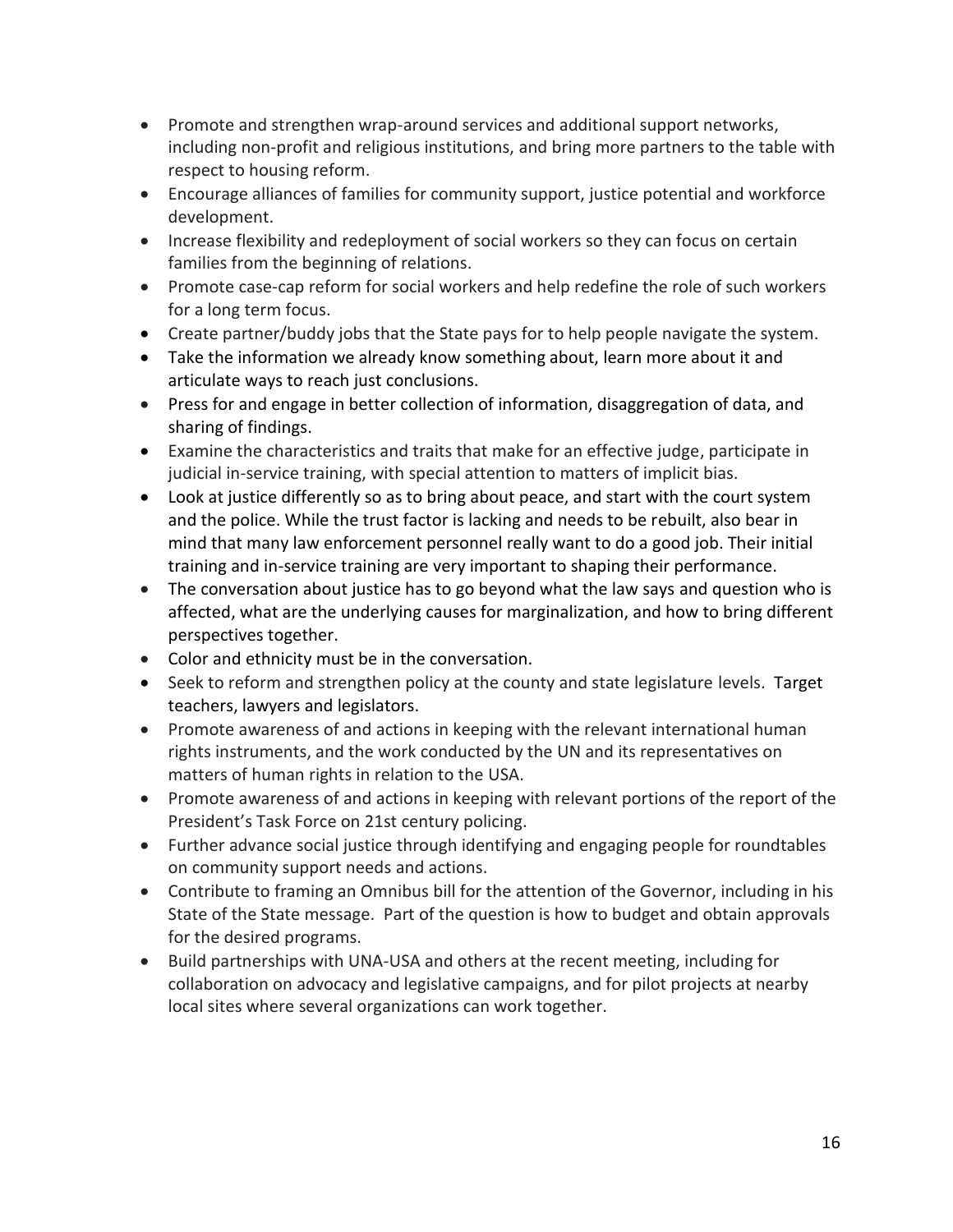- Promote and strengthen wrap-around services and additional support networks, including non-profit and religious institutions, and bring more partners to the table with respect to housing reform.
- Encourage alliances of families for community support, justice potential and workforce development.
- Increase flexibility and redeployment of social workers so they can focus on certain families from the beginning of relations.
- Promote case-cap reform for social workers and help redefine the role of such workers for a long term focus.
- Create partner/buddy jobs that the State pays for to help people navigate the system.
- Take the information we already know something about, learn more about it and articulate ways to reach just conclusions.
- Press for and engage in better collection of information, disaggregation of data, and sharing of findings.
- Examine the characteristics and traits that make for an effective judge, participate in judicial in-service training, with special attention to matters of implicit bias.
- Look at justice differently so as to bring about peace, and start with the court system and the police. While the trust factor is lacking and needs to be rebuilt, also bear in mind that many law enforcement personnel really want to do a good job. Their initial training and in-service training are very important to shaping their performance.
- The conversation about justice has to go beyond what the law says and question who is affected, what are the underlying causes for marginalization, and how to bring different perspectives together.
- Color and ethnicity must be in the conversation.
- Seek to reform and strengthen policy at the county and state legislature levels. Target teachers, lawyers and legislators.
- Promote awareness of and actions in keeping with the relevant international human rights instruments, and the work conducted by the UN and its representatives on matters of human rights in relation to the USA.
- Promote awareness of and actions in keeping with relevant portions of the report of the President's Task Force on 21st century policing.
- Further advance social justice through identifying and engaging people for roundtables on community support needs and actions.
- Contribute to framing an Omnibus bill for the attention of the Governor, including in his State of the State message. Part of the question is how to budget and obtain approvals for the desired programs.
- Build partnerships with UNA-USA and others at the recent meeting, including for collaboration on advocacy and legislative campaigns, and for pilot projects at nearby local sites where several organizations can work together.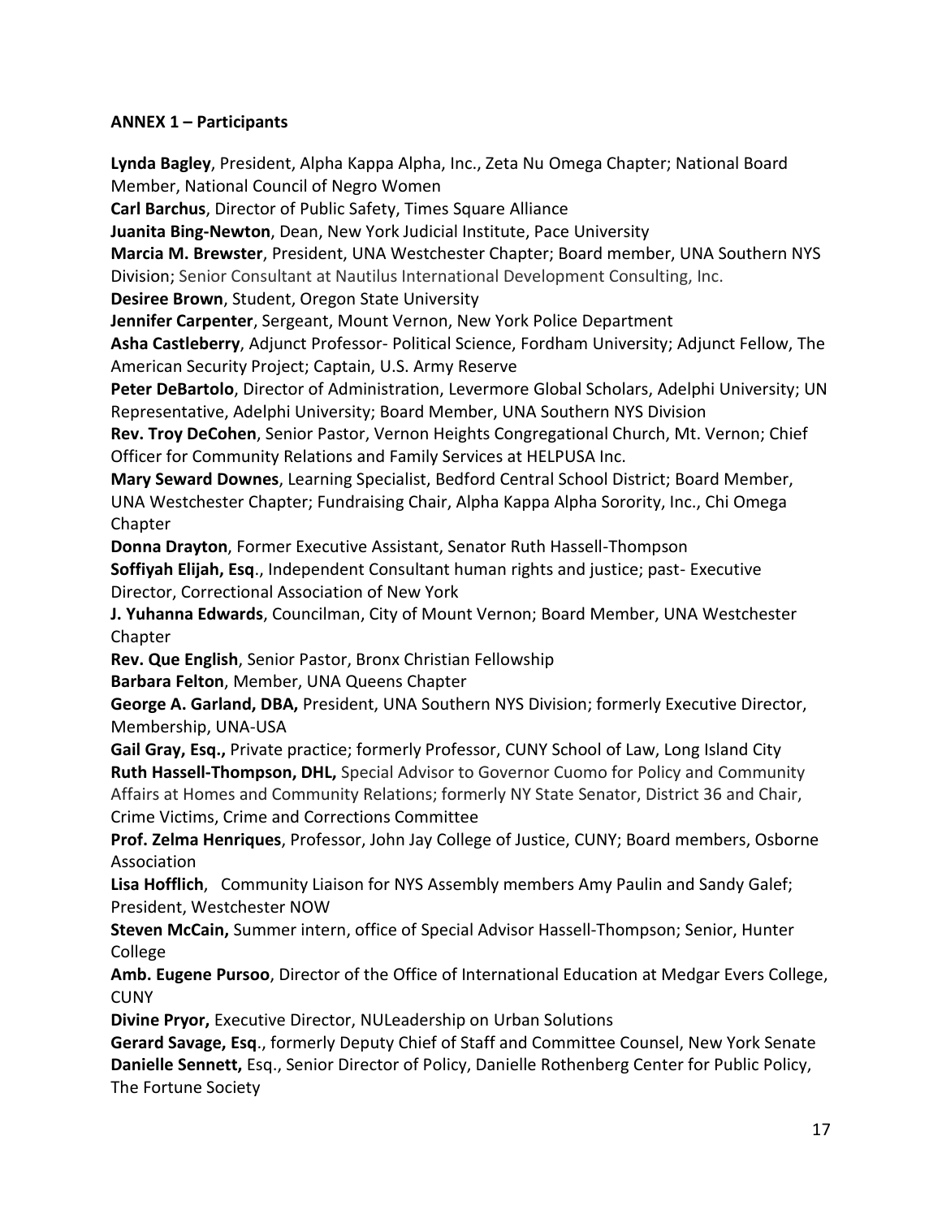**ANNEX 1 – Participants**

**Lynda Bagley**, President, Alpha Kappa Alpha, Inc., Zeta Nu Omega Chapter; National Board Member, National Council of Negro Women

**Carl Barchus**, Director of Public Safety, Times Square Alliance

**Juanita Bing-Newton**, Dean, New York Judicial Institute, Pace University

**Marcia M. Brewster**, President, UNA Westchester Chapter; Board member, UNA Southern NYS Division; Senior Consultant at Nautilus International Development Consulting, Inc.

**Desiree Brown**, Student, Oregon State University

**Jennifer Carpenter**, Sergeant, Mount Vernon, New York Police Department

**Asha Castleberry**, Adjunct Professor- Political Science, Fordham University; Adjunct Fellow, The American Security Project; Captain, U.S. Army Reserve

**Peter DeBartolo**, Director of Administration, Levermore Global Scholars, Adelphi University; UN Representative, Adelphi University; Board Member, UNA Southern NYS Division

**Rev. Troy DeCohen**, Senior Pastor, Vernon Heights Congregational Church, Mt. Vernon; Chief Officer for Community Relations and Family Services at HELPUSA Inc.

**Mary Seward Downes**, Learning Specialist, Bedford Central School District; Board Member, UNA Westchester Chapter; Fundraising Chair, Alpha Kappa Alpha Sorority, Inc., Chi Omega Chapter

**Donna Drayton**, Former Executive Assistant, Senator Ruth Hassell-Thompson

**Soffiyah Elijah, Esq**., Independent Consultant human rights and justice; past- Executive Director, Correctional Association of New York

**J. Yuhanna Edwards**, Councilman, City of Mount Vernon; Board Member, UNA Westchester Chapter

**Rev. Que English**, Senior Pastor, Bronx Christian Fellowship

**Barbara Felton**, Member, UNA Queens Chapter

**George A. Garland, DBA,** President, UNA Southern NYS Division; formerly Executive Director, Membership, UNA-USA

**Gail Gray, Esq.,** Private practice; formerly Professor, CUNY School of Law, Long Island City

**Ruth Hassell-Thompson, DHL,** Special Advisor to Governor Cuomo for Policy and Community Affairs at Homes and Community Relations; formerly NY State Senator, District 36 and Chair, Crime Victims, Crime and Corrections Committee

**Prof. Zelma Henriques**, Professor, John Jay College of Justice, CUNY; Board members, Osborne Association

**Lisa Hofflich**, Community Liaison for NYS Assembly members Amy Paulin and Sandy Galef; President, Westchester NOW

**Steven McCain,** Summer intern, office of Special Advisor Hassell-Thompson; Senior, Hunter College

**Amb. Eugene Pursoo**, Director of the Office of International Education at Medgar Evers College, CUNY

**Divine Pryor,** Executive Director, NULeadership on Urban Solutions

**Gerard Savage, Esq**., formerly Deputy Chief of Staff and Committee Counsel, New York Senate

**Danielle Sennett,** Esq., Senior Director of Policy, Danielle Rothenberg Center for Public Policy, The Fortune Society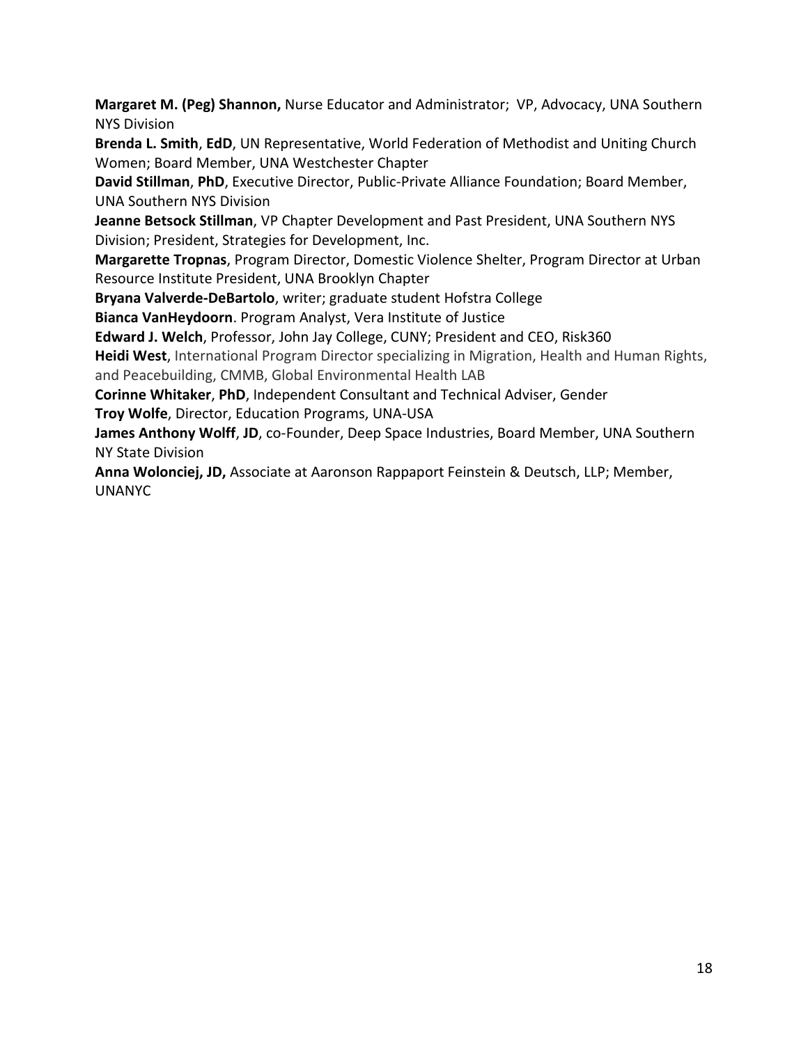**Margaret M. (Peg) Shannon,** Nurse Educator and Administrator; VP, Advocacy, UNA Southern NYS Division

**Brenda L. Smith**, **EdD**, UN Representative, World Federation of Methodist and Uniting Church Women; Board Member, UNA Westchester Chapter

**David Stillman**, **PhD**, Executive Director, Public-Private Alliance Foundation; Board Member, UNA Southern NYS Division

**Jeanne Betsock Stillman**, VP Chapter Development and Past President, UNA Southern NYS Division; President, Strategies for Development, Inc.

**Margarette Tropnas**, Program Director, Domestic Violence Shelter, Program Director at Urban Resource Institute President, UNA Brooklyn Chapter

**Bryana Valverde-DeBartolo**, writer; graduate student Hofstra College

**Bianca VanHeydoorn**. Program Analyst, Vera Institute of Justice

**Edward J. Welch**, Professor, John Jay College, CUNY; President and CEO, Risk360

**Heidi West**, International Program Director specializing in Migration, Health and Human Rights, and Peacebuilding, CMMB, Global Environmental Health LAB

**Corinne Whitaker**, **PhD**, Independent Consultant and Technical Adviser, Gender

**Troy Wolfe**, Director, Education Programs, UNA-USA

**James Anthony Wolff**, **JD**, co-Founder, Deep Space Industries, Board Member, UNA Southern NY State Division

**Anna Wolonciej, JD,** Associate at Aaronson Rappaport Feinstein & Deutsch, LLP; Member, UNANYC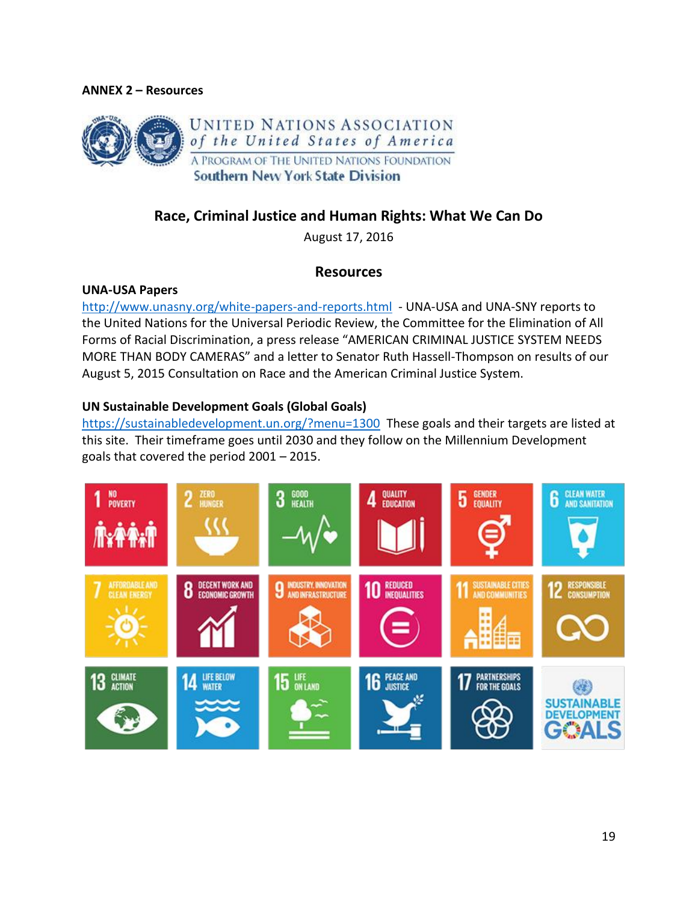**ANNEX 2 – Resources**

UNITED NATIONS ASSOCIATION of the United States of America

A PROGRAM OF THE UNITED NATIONS FOUNDATION

Southern New York State Division

## Race, Criminal Justice and Human Rights: What We Can Do

August 17, 2016

## Resources

**UNA-USA Papers**

http://www.unasny.org/white-papers-and-reports.html - UNA-USA and UNA-SNY reports to the United Nations for the Universal Periodic Review, the Committee for the Elimination of All Forms of Racial Discrimination, a press release "AMERICAN CRIMINAL JUSTICE SYSTEM NEEDS MORE THAN BODY CAMERAS" and a letter to Senator Ruth Hassell-Thompson on results of our August 5, 2015 Consultation on Race and the American Criminal Justice System.

**UN Sustainable Development Goals (Global Goals)**

https://sustainabledevelopment.un.org/?menu=1300 These goals and their targets are listed at this site. Their timeframe goes until 2030 and they follow on the Millennium Development goals that covered the period 2001 – 2015.

1 NO POVERTY
2 ZERO HUNGER
3 GOOD HEALTH
4 QUALITY EDUCATION
5 GENDER EQUALITY
6 CLEAN WATER AND SANITATION
7 AFFORDABLE AND CLEAN ENERGY
8 DECENT WORK AND ECONOMIC GROWTH
9 INDUSTRY, INNOVATION AND INFRASTRUCTURE
10 REDUCED INEQUALITIES
11 SUSTAINABLE CITIES AND COMMUNITIES
12 RESPONSIBLE CONSUMPTION
13 CLIMATE ACTION
14 LIFE BELOW WATER
15 LIFE ON LAND
16 PEACE AND JUSTICE
17 PARTNERSHIPS FOR THE GOALS

SUSTAINABLE DEVELOPMENT GOALS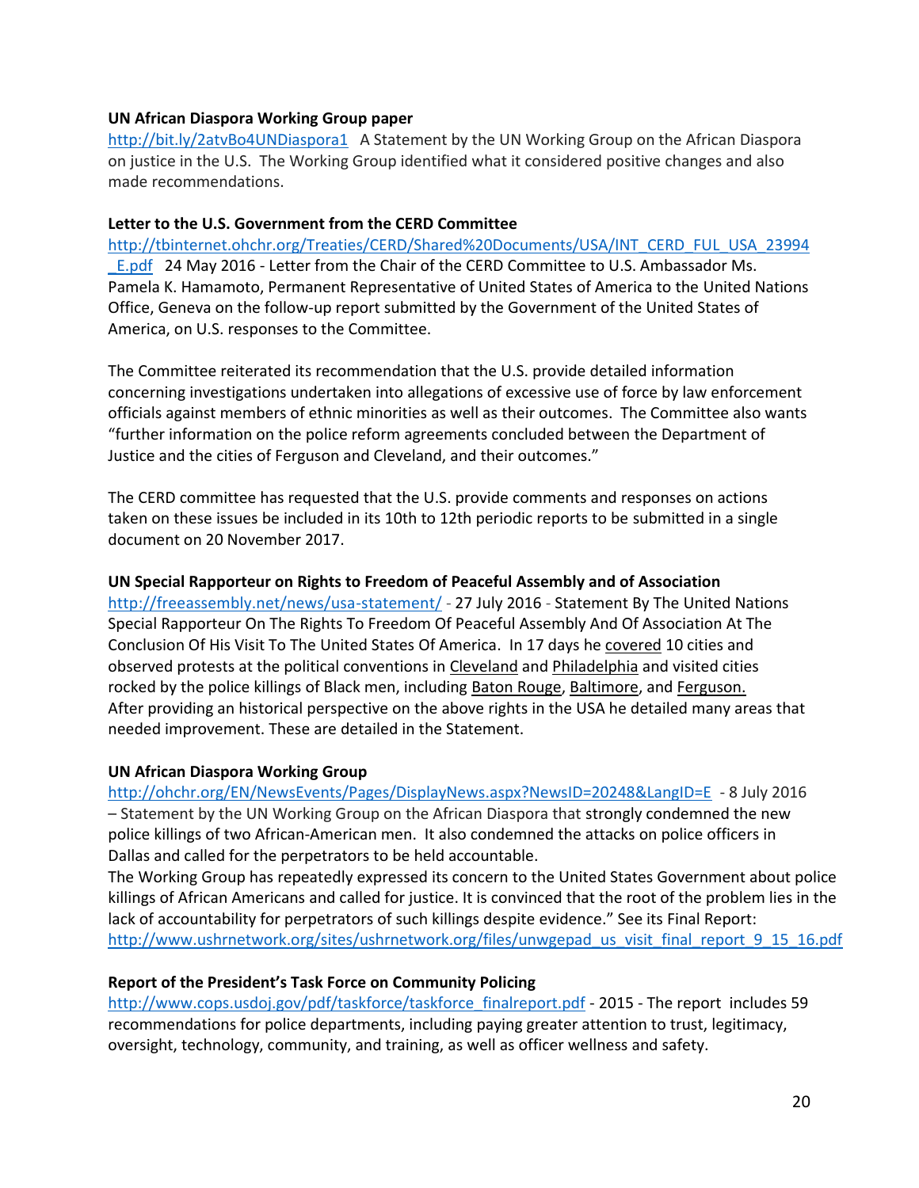**UN African Diaspora Working Group paper**

http://bit.ly/2atvBo4UNDiaspora1 A Statement by the UN Working Group on the African Diaspora on justice in the U.S. The Working Group identified what it considered positive changes and also made recommendations.

**Letter to the U.S. Government from the CERD Committee**

http://tbinternet.ohchr.org/Treaties/CERD/Shared%20Documents/USA/INT_CERD_FUL_USA_23994_E.pdf 24 May 2016 - Letter from the Chair of the CERD Committee to U.S. Ambassador Ms. Pamela K. Hamamoto, Permanent Representative of United States of America to the United Nations Office, Geneva on the follow-up report submitted by the Government of the United States of America, on U.S. responses to the Committee.

The Committee reiterated its recommendation that the U.S. provide detailed information concerning investigations undertaken into allegations of excessive use of force by law enforcement officials against members of ethnic minorities as well as their outcomes. The Committee also wants "further information on the police reform agreements concluded between the Department of Justice and the cities of Ferguson and Cleveland, and their outcomes."

The CERD committee has requested that the U.S. provide comments and responses on actions taken on these issues be included in its 10th to 12th periodic reports to be submitted in a single document on 20 November 2017.

**UN Special Rapporteur on Rights to Freedom of Peaceful Assembly and of Association**

http://freeassembly.net/news/usa-statement/ - 27 July 2016 - Statement By The United Nations Special Rapporteur On The Rights To Freedom Of Peaceful Assembly And Of Association At The Conclusion Of His Visit To The United States Of America. In 17 days he covered 10 cities and observed protests at the political conventions in Cleveland and Philadelphia and visited cities rocked by the police killings of Black men, including Baton Rouge, Baltimore, and Ferguson. After providing an historical perspective on the above rights in the USA he detailed many areas that needed improvement. These are detailed in the Statement.

**UN African Diaspora Working Group**

http://ohchr.org/EN/NewsEvents/Pages/DisplayNews.aspx?NewsID=20248&LangID=E - 8 July 2016 – Statement by the UN Working Group on the African Diaspora that strongly condemned the new police killings of two African-American men. It also condemned the attacks on police officers in Dallas and called for the perpetrators to be held accountable.
The Working Group has repeatedly expressed its concern to the United States Government about police killings of African Americans and called for justice. It is convinced that the root of the problem lies in the lack of accountability for perpetrators of such killings despite evidence." See its Final Report: http://www.ushrnetwork.org/sites/ushrnetwork.org/files/unwgepad_us_visit_final_report_9_15_16.pdf

**Report of the President's Task Force on Community Policing**

http://www.cops.usdoj.gov/pdf/taskforce/taskforce_finalreport.pdf - 2015 - The report includes 59 recommendations for police departments, including paying greater attention to trust, legitimacy, oversight, technology, community, and training, as well as officer wellness and safety.